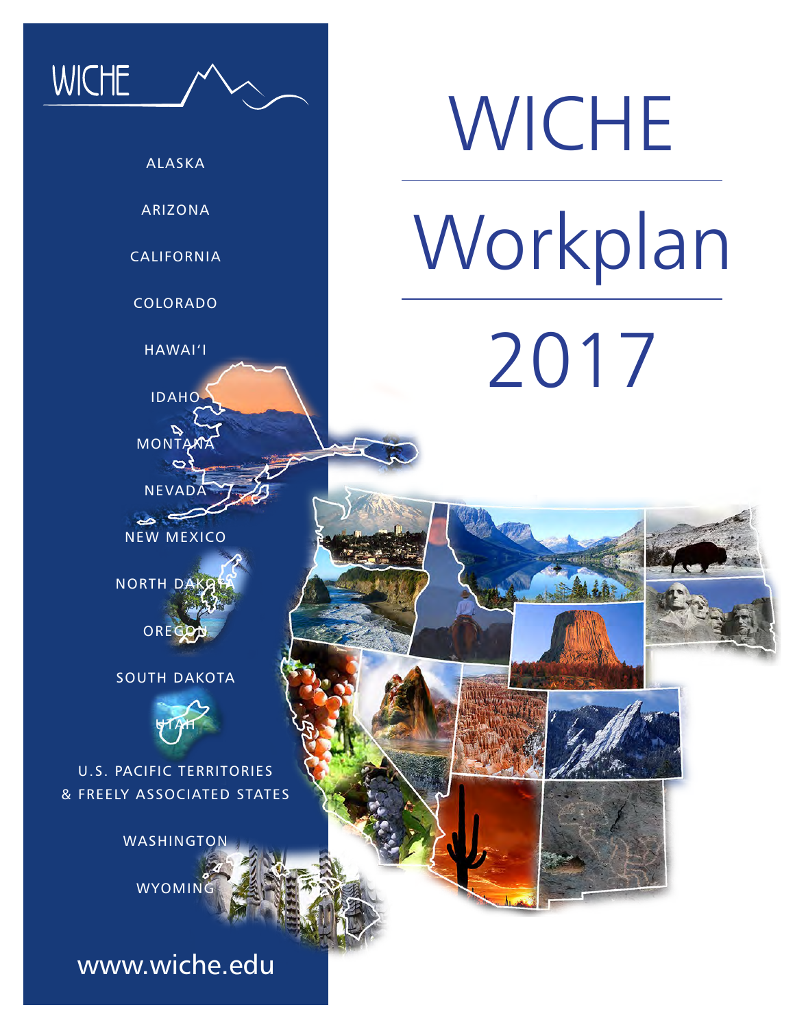WICHE

ALASKA

ARIZONA

CALIFORNIA

COLORADO

HAWAI'I

IDAHO

MONTANA

NEVADA

NEW MEXICO

NORTH DAKOTA

OREGON

SOUTH DAKOTA

UTAH

U.S. PACIFIC TERRITORIES & FREELY ASSOCIATED STATES

WASHINGTON

WYOMING

www.wiche.edu

# WICHE

# Workplan

# 2017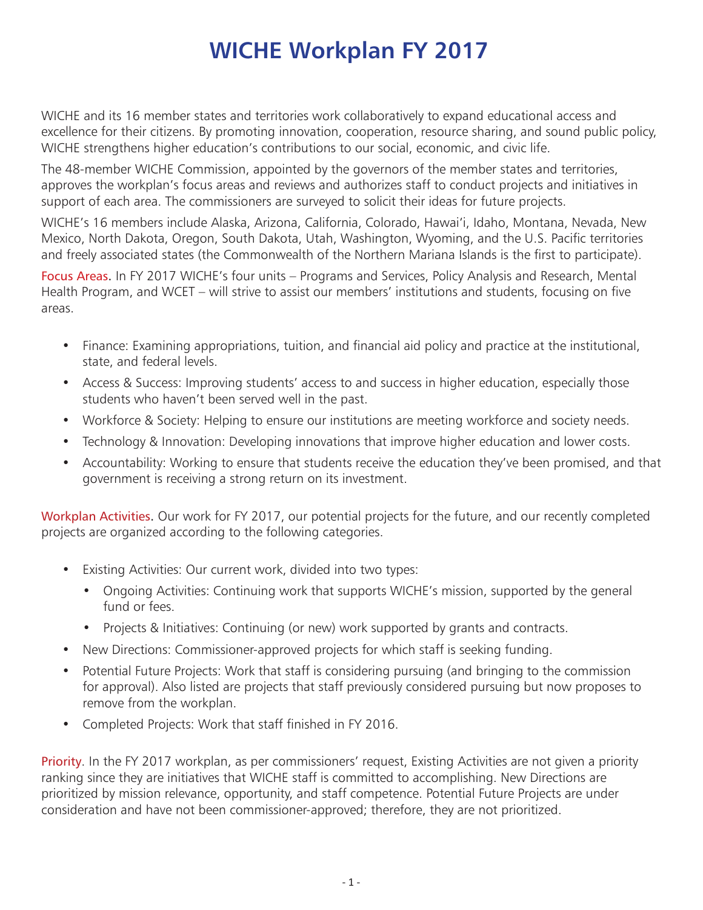# WICHE Workplan FY 2017

WICHE and its 16 member states and territories work collaboratively to expand educational access and excellence for their citizens. By promoting innovation, cooperation, resource sharing, and sound public policy, WICHE strengthens higher education's contributions to our social, economic, and civic life.

The 48-member WICHE Commission, appointed by the governors of the member states and territories, approves the workplan's focus areas and reviews and authorizes staff to conduct projects and initiatives in support of each area. The commissioners are surveyed to solicit their ideas for future projects.

WICHE's 16 members include Alaska, Arizona, California, Colorado, Hawai'i, Idaho, Montana, Nevada, New Mexico, North Dakota, Oregon, South Dakota, Utah, Washington, Wyoming, and the U.S. Pacific territories and freely associated states (the Commonwealth of the Northern Mariana Islands is the first to participate).

Focus Areas. In FY 2017 WICHE's four units – Programs and Services, Policy Analysis and Research, Mental Health Program, and WCET – will strive to assist our members' institutions and students, focusing on five areas.

- Finance: Examining appropriations, tuition, and financial aid policy and practice at the institutional, state, and federal levels.
- Access & Success: Improving students' access to and success in higher education, especially those students who haven't been served well in the past.
- Workforce & Society: Helping to ensure our institutions are meeting workforce and society needs.
- Technology & Innovation: Developing innovations that improve higher education and lower costs.
- Accountability: Working to ensure that students receive the education they've been promised, and that government is receiving a strong return on its investment.

Workplan Activities. Our work for FY 2017, our potential projects for the future, and our recently completed projects are organized according to the following categories.

- Existing Activities: Our current work, divided into two types:
  - Ongoing Activities: Continuing work that supports WICHE's mission, supported by the general fund or fees.
  - Projects & Initiatives: Continuing (or new) work supported by grants and contracts.
- New Directions: Commissioner-approved projects for which staff is seeking funding.
- Potential Future Projects: Work that staff is considering pursuing (and bringing to the commission for approval). Also listed are projects that staff previously considered pursuing but now proposes to remove from the workplan.
- Completed Projects: Work that staff finished in FY 2016.

Priority. In the FY 2017 workplan, as per commissioners' request, Existing Activities are not given a priority ranking since they are initiatives that WICHE staff is committed to accomplishing. New Directions are prioritized by mission relevance, opportunity, and staff competence. Potential Future Projects are under consideration and have not been commissioner-approved; therefore, they are not prioritized.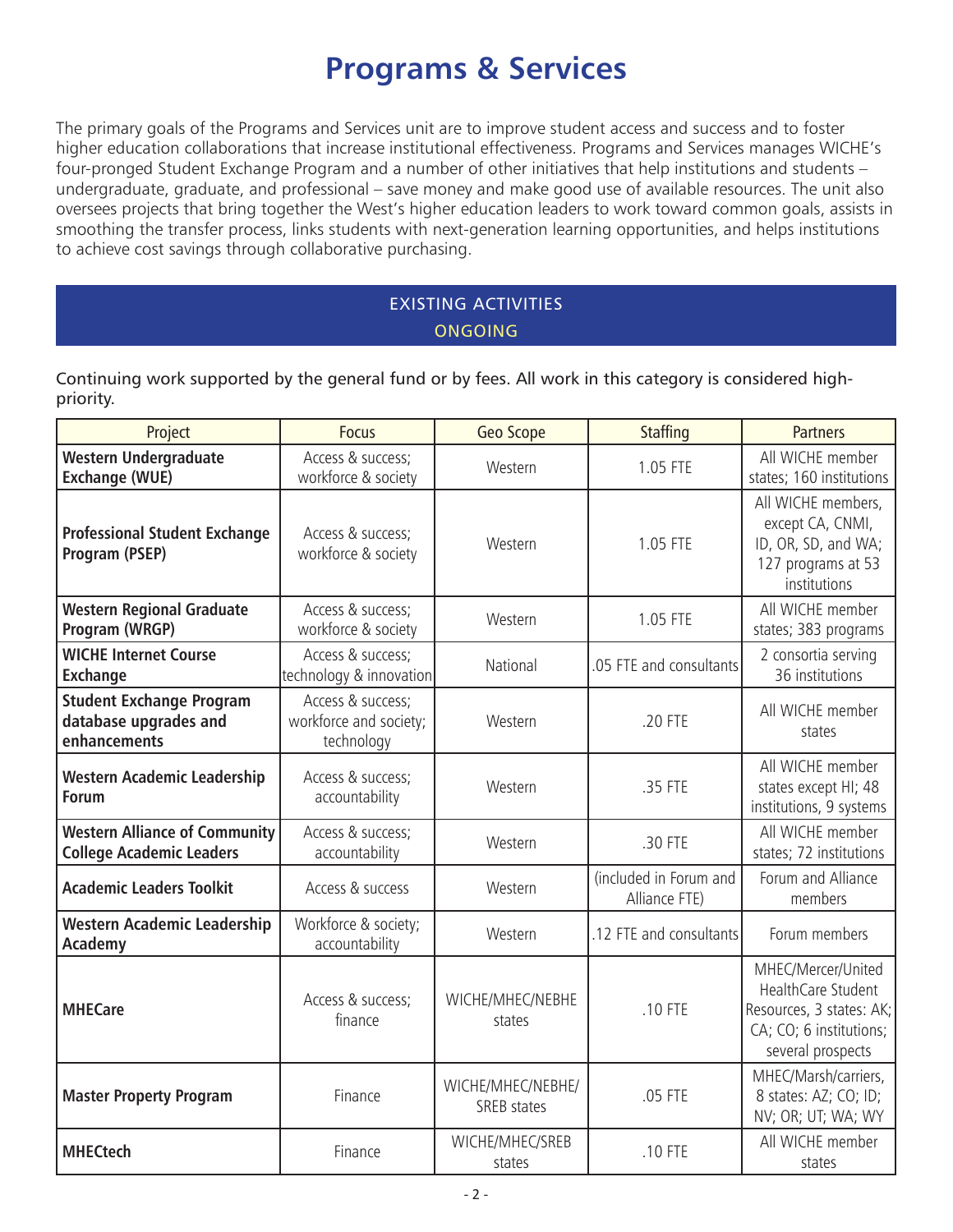# Programs & Services

The primary goals of the Programs and Services unit are to improve student access and success and to foster higher education collaborations that increase institutional effectiveness. Programs and Services manages WICHE's four-pronged Student Exchange Program and a number of other initiatives that help institutions and students – undergraduate, graduate, and professional – save money and make good use of available resources. The unit also oversees projects that bring together the West's higher education leaders to work toward common goals, assists in smoothing the transfer process, links students with next-generation learning opportunities, and helps institutions to achieve cost savings through collaborative purchasing.

## EXISTING ACTIVITIES
### ONGOING

Continuing work supported by the general fund or by fees. All work in this category is considered high-priority.

| Project | Focus | Geo Scope | Staffing | Partners |
|---|---|---|---|---|
| **Western Undergraduate Exchange (WUE)** | Access & success; workforce & society | Western | 1.05 FTE | All WICHE member states; 160 institutions |
| **Professional Student Exchange Program (PSEP)** | Access & success; workforce & society | Western | 1.05 FTE | All WICHE members, except CA, CNMI, ID, OR, SD, and WA; 127 programs at 53 institutions |
| **Western Regional Graduate Program (WRGP)** | Access & success; workforce & society | Western | 1.05 FTE | All WICHE member states; 383 programs |
| **WICHE Internet Course Exchange** | Access & success; technology & innovation | National | .05 FTE and consultants | 2 consortia serving 36 institutions |
| **Student Exchange Program database upgrades and enhancements** | Access & success; workforce and society; technology | Western | .20 FTE | All WICHE member states |
| **Western Academic Leadership Forum** | Access & success; accountability | Western | .35 FTE | All WICHE member states except HI; 48 institutions, 9 systems |
| **Western Alliance of Community College Academic Leaders** | Access & success; accountability | Western | .30 FTE | All WICHE member states; 72 institutions |
| **Academic Leaders Toolkit** | Access & success | Western | (included in Forum and Alliance FTE) | Forum and Alliance members |
| **Western Academic Leadership Academy** | Workforce & society; accountability | Western | .12 FTE and consultants | Forum members |
| **MHECare** | Access & success; finance | WICHE/MHEC/NEBHE states | .10 FTE | MHEC/Mercer/United HealthCare Student Resources, 3 states: AK; CA; CO; 6 institutions; several prospects |
| **Master Property Program** | Finance | WICHE/MHEC/NEBHE/SREB states | .05 FTE | MHEC/Marsh/carriers, 8 states: AZ; CO; ID; NV; OR; UT; WA; WY |
| **MHECtech** | Finance | WICHE/MHEC/SREB states | .10 FTE | All WICHE member states |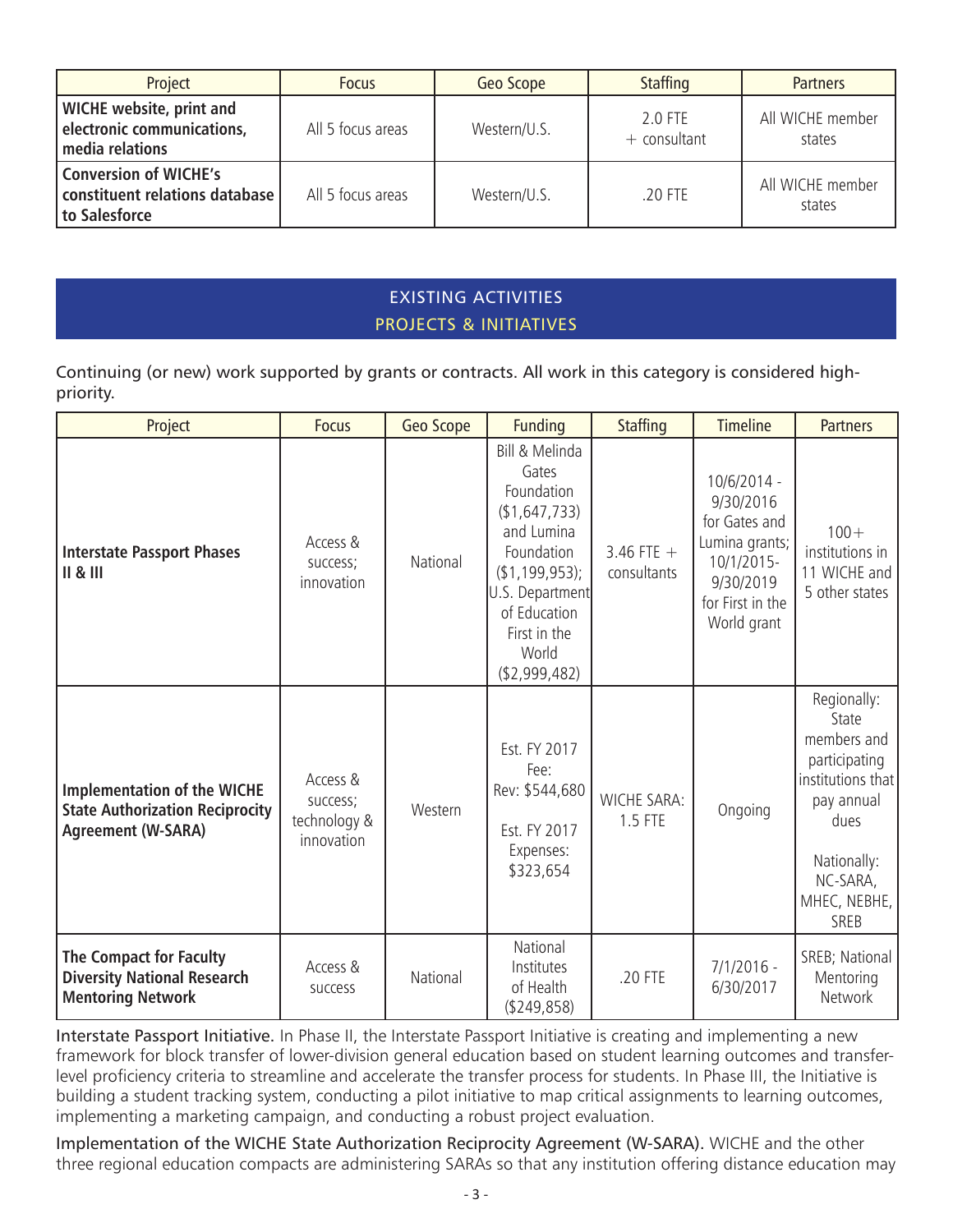| Project | Focus | Geo Scope | Staffing | Partners |
|---|---|---|---|---|
| **WICHE website, print and electronic communications, media relations** | All 5 focus areas | Western/U.S. | 2.0 FTE + consultant | All WICHE member states |
| **Conversion of WICHE's constituent relations database to Salesforce** | All 5 focus areas | Western/U.S. | .20 FTE | All WICHE member states |

## EXISTING ACTIVITIES
## PROJECTS & INITIATIVES

Continuing (or new) work supported by grants or contracts. All work in this category is considered high-priority.

| Project | Focus | Geo Scope | Funding | Staffing | Timeline | Partners |
|---|---|---|---|---|---|---|
| **Interstate Passport Phases II & III** | Access & success; innovation | National | Bill & Melinda Gates Foundation ($1,647,733) and Lumina Foundation ($1,199,953); U.S. Department of Education First in the World ($2,999,482) | 3.46 FTE + consultants | 10/6/2014 - 9/30/2016 for Gates and Lumina grants; 10/1/2015-9/30/2019 for First in the World grant | 100+ institutions in 11 WICHE and 5 other states |
| **Implementation of the WICHE State Authorization Reciprocity Agreement (W-SARA)** | Access & success; technology & innovation | Western | Est. FY 2017 Fee: Rev: $544,680<br><br>Est. FY 2017 Expenses: $323,654 | WICHE SARA: 1.5 FTE | Ongoing | Regionally: State members and participating institutions that pay annual dues<br><br>Nationally: NC-SARA, MHEC, NEBHE, SREB |
| **The Compact for Faculty Diversity National Research Mentoring Network** | Access & success | National | National Institutes of Health ($249,858) | .20 FTE | 7/1/2016 - 6/30/2017 | SREB; National Mentoring Network |

Interstate Passport Initiative. In Phase II, the Interstate Passport Initiative is creating and implementing a new framework for block transfer of lower-division general education based on student learning outcomes and transfer-level proficiency criteria to streamline and accelerate the transfer process for students. In Phase III, the Initiative is building a student tracking system, conducting a pilot initiative to map critical assignments to learning outcomes, implementing a marketing campaign, and conducting a robust project evaluation.

Implementation of the WICHE State Authorization Reciprocity Agreement (W-SARA). WICHE and the other three regional education compacts are administering SARAs so that any institution offering distance education may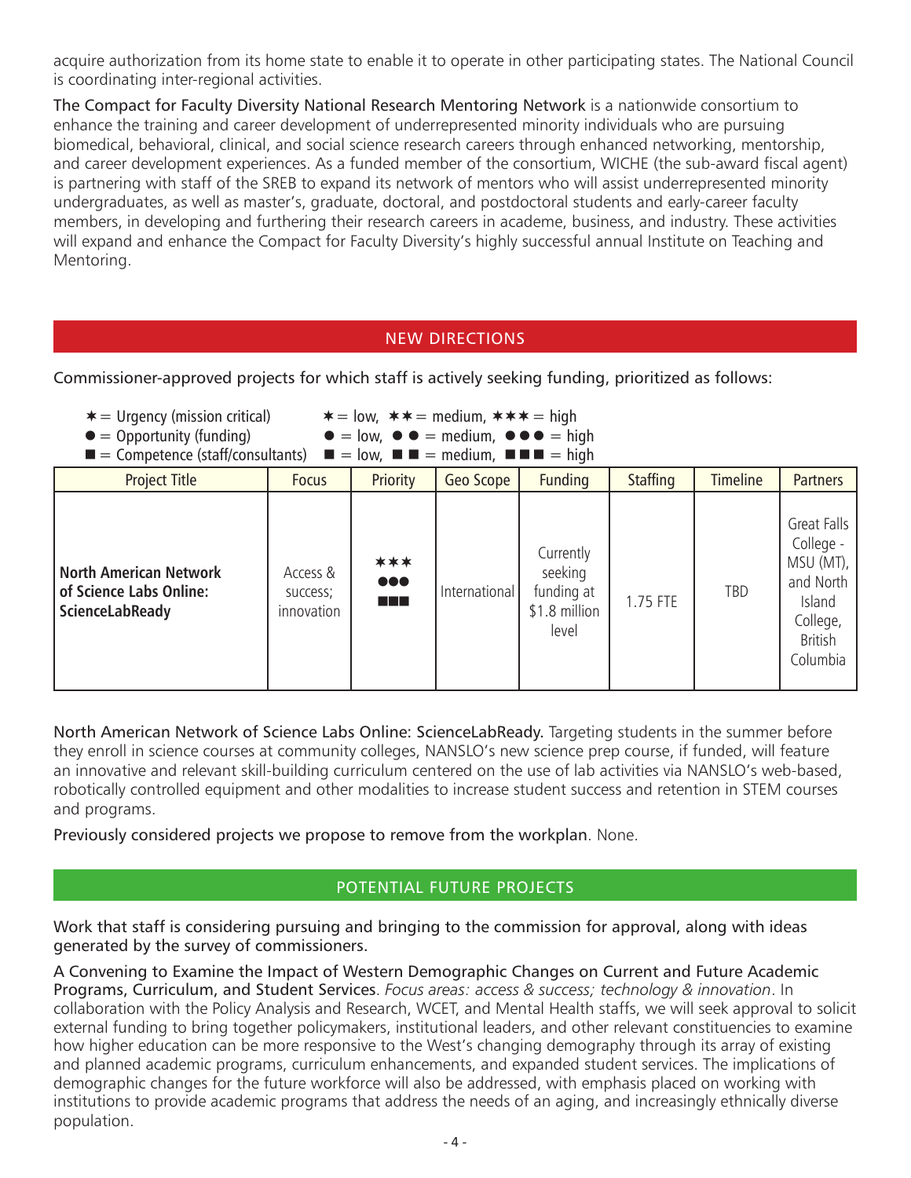acquire authorization from its home state to enable it to operate in other participating states. The National Council is coordinating inter-regional activities.

The Compact for Faculty Diversity National Research Mentoring Network is a nationwide consortium to enhance the training and career development of underrepresented minority individuals who are pursuing biomedical, behavioral, clinical, and social science research careers through enhanced networking, mentorship, and career development experiences. As a funded member of the consortium, WICHE (the sub-award fiscal agent) is partnering with staff of the SREB to expand its network of mentors who will assist underrepresented minority undergraduates, as well as master's, graduate, doctoral, and postdoctoral students and early-career faculty members, in developing and furthering their research careers in academe, business, and industry. These activities will expand and enhance the Compact for Faculty Diversity's highly successful annual Institute on Teaching and Mentoring.

## NEW DIRECTIONS

Commissioner-approved projects for which staff is actively seeking funding, prioritized as follows:

✶ = Urgency (mission critical) ✶ = low, ✶✶ = medium, ✶✶✶ = high
● = Opportunity (funding) ● = low, ●● = medium, ●●● = high
■ = Competence (staff/consultants) ■ = low, ■■ = medium, ■■■ = high

| Project Title | Focus | Priority | Geo Scope | Funding | Staffing | Timeline | Partners |
|---|---|---|---|---|---|---|---|
| **North American Network of Science Labs Online: ScienceLabReady** | Access & success; innovation | ✶✶✶ ●●● ■■■ | International | Currently seeking funding at $1.8 million level | 1.75 FTE | TBD | Great Falls College - MSU (MT), and North Island College, British Columbia |

North American Network of Science Labs Online: ScienceLabReady. Targeting students in the summer before they enroll in science courses at community colleges, NANSLO's new science prep course, if funded, will feature an innovative and relevant skill-building curriculum centered on the use of lab activities via NANSLO's web-based, robotically controlled equipment and other modalities to increase student success and retention in STEM courses and programs.

Previously considered projects we propose to remove from the workplan. None.

## POTENTIAL FUTURE PROJECTS

Work that staff is considering pursuing and bringing to the commission for approval, along with ideas generated by the survey of commissioners.

A Convening to Examine the Impact of Western Demographic Changes on Current and Future Academic Programs, Curriculum, and Student Services. *Focus areas: access & success; technology & innovation*. In collaboration with the Policy Analysis and Research, WCET, and Mental Health staffs, we will seek approval to solicit external funding to bring together policymakers, institutional leaders, and other relevant constituencies to examine how higher education can be more responsive to the West's changing demography through its array of existing and planned academic programs, curriculum enhancements, and expanded student services. The implications of demographic changes for the future workforce will also be addressed, with emphasis placed on working with institutions to provide academic programs that address the needs of an aging, and increasingly ethnically diverse population.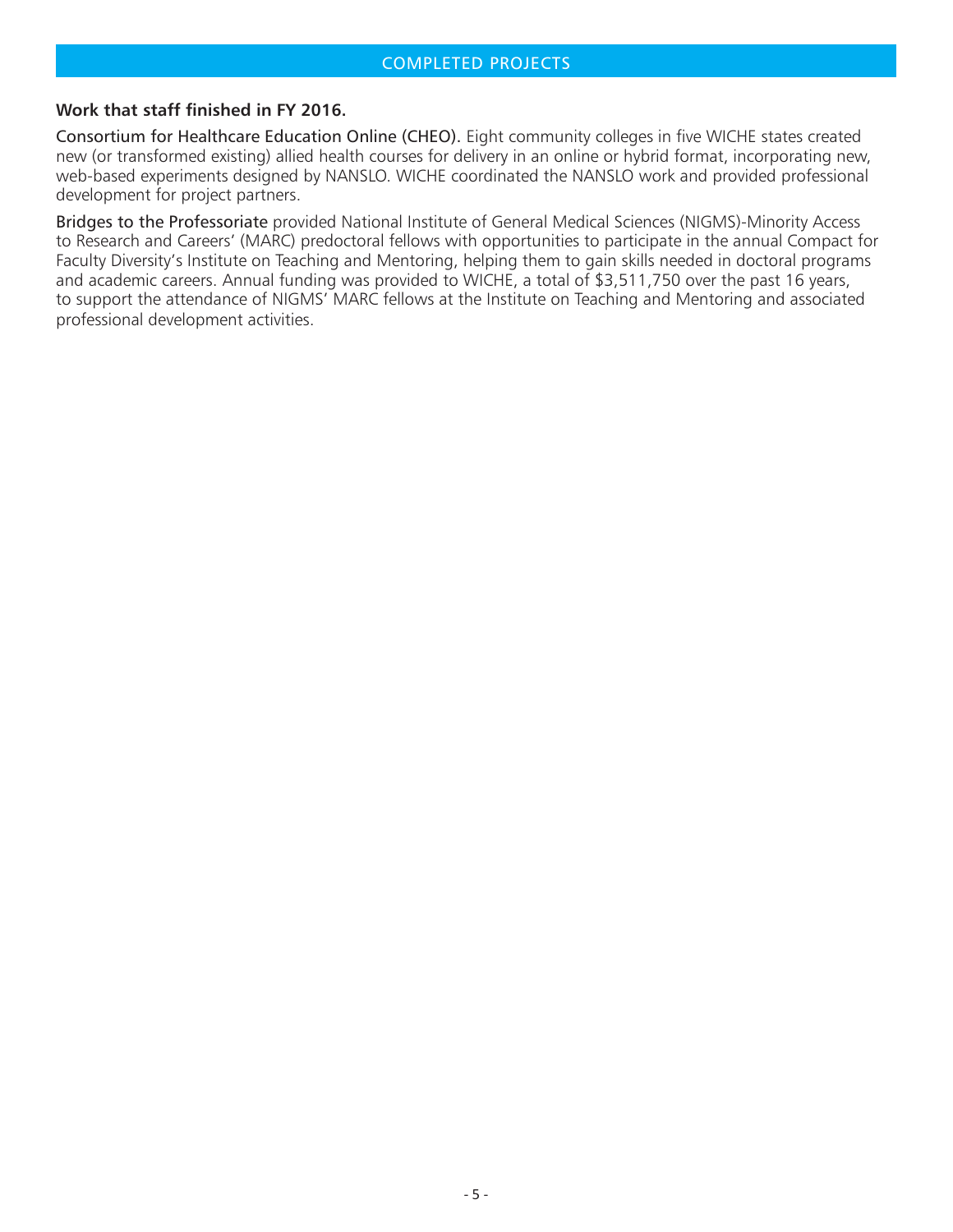## COMPLETED PROJECTS

**Work that staff finished in FY 2016.**

Consortium for Healthcare Education Online (CHEO). Eight community colleges in five WICHE states created new (or transformed existing) allied health courses for delivery in an online or hybrid format, incorporating new, web-based experiments designed by NANSLO. WICHE coordinated the NANSLO work and provided professional development for project partners.

Bridges to the Professoriate provided National Institute of General Medical Sciences (NIGMS)-Minority Access to Research and Careers' (MARC) predoctoral fellows with opportunities to participate in the annual Compact for Faculty Diversity's Institute on Teaching and Mentoring, helping them to gain skills needed in doctoral programs and academic careers. Annual funding was provided to WICHE, a total of $3,511,750 over the past 16 years, to support the attendance of NIGMS' MARC fellows at the Institute on Teaching and Mentoring and associated professional development activities.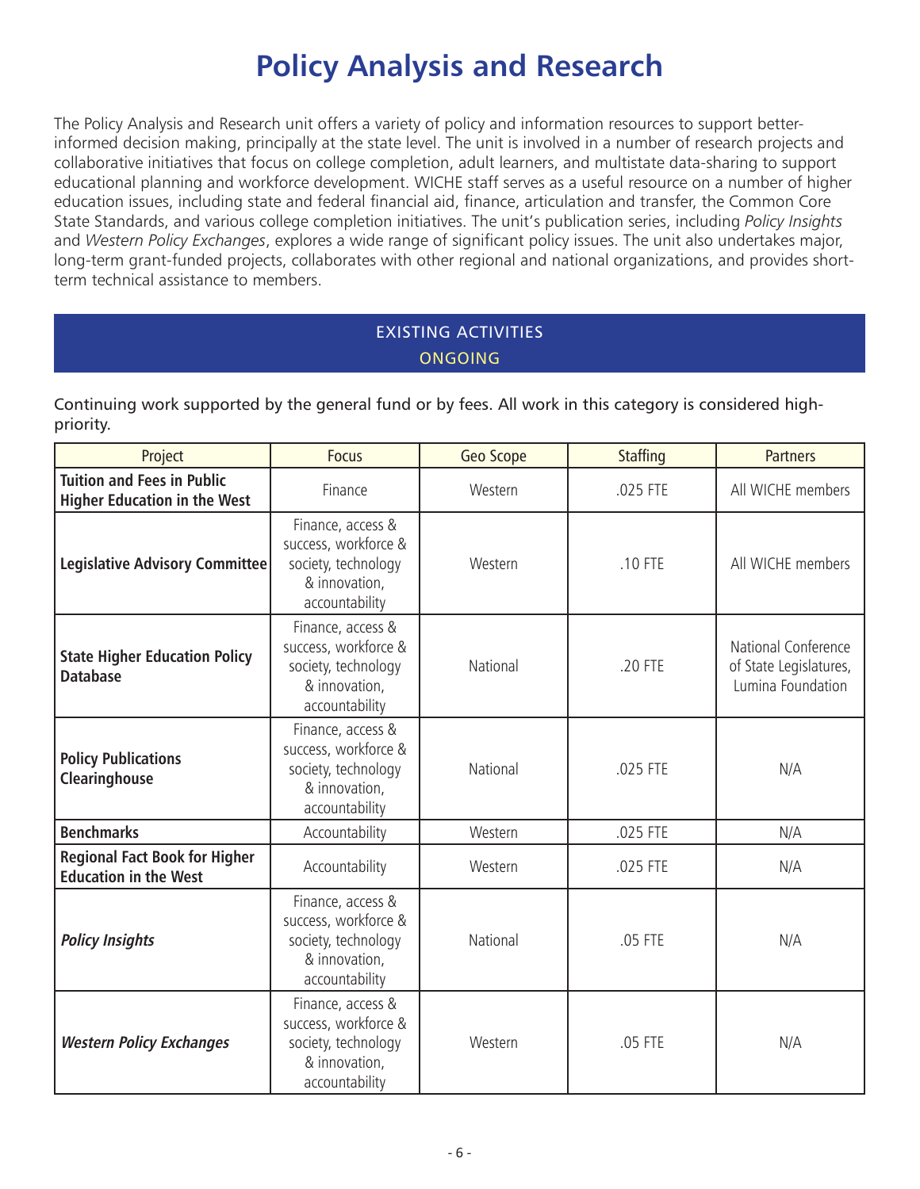# Policy Analysis and Research

The Policy Analysis and Research unit offers a variety of policy and information resources to support better-informed decision making, principally at the state level. The unit is involved in a number of research projects and collaborative initiatives that focus on college completion, adult learners, and multistate data-sharing to support educational planning and workforce development. WICHE staff serves as a useful resource on a number of higher education issues, including state and federal financial aid, finance, articulation and transfer, the Common Core State Standards, and various college completion initiatives. The unit's publication series, including *Policy Insights* and *Western Policy Exchanges*, explores a wide range of significant policy issues. The unit also undertakes major, long-term grant-funded projects, collaborates with other regional and national organizations, and provides short-term technical assistance to members.

## EXISTING ACTIVITIES
### ONGOING

Continuing work supported by the general fund or by fees. All work in this category is considered high-priority.

| Project | Focus | Geo Scope | Staffing | Partners |
|---|---|---|---|---|
| **Tuition and Fees in Public Higher Education in the West** | Finance | Western | .025 FTE | All WICHE members |
| **Legislative Advisory Committee** | Finance, access & success, workforce & society, technology & innovation, accountability | Western | .10 FTE | All WICHE members |
| **State Higher Education Policy Database** | Finance, access & success, workforce & society, technology & innovation, accountability | National | .20 FTE | National Conference of State Legislatures, Lumina Foundation |
| **Policy Publications Clearinghouse** | Finance, access & success, workforce & society, technology & innovation, accountability | National | .025 FTE | N/A |
| **Benchmarks** | Accountability | Western | .025 FTE | N/A |
| **Regional Fact Book for Higher Education in the West** | Accountability | Western | .025 FTE | N/A |
| ***Policy Insights*** | Finance, access & success, workforce & society, technology & innovation, accountability | National | .05 FTE | N/A |
| ***Western Policy Exchanges*** | Finance, access & success, workforce & society, technology & innovation, accountability | Western | .05 FTE | N/A |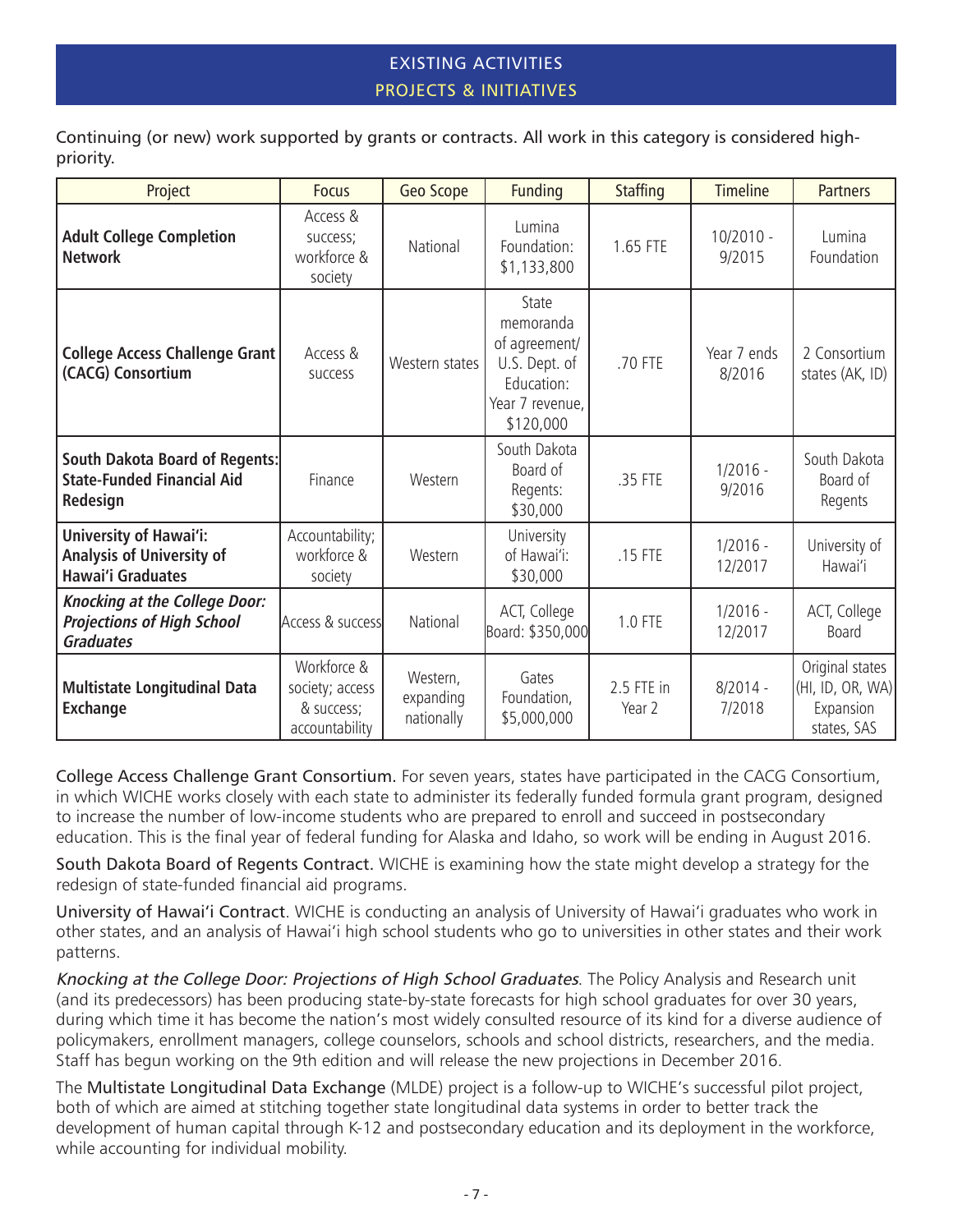## EXISTING ACTIVITIES
### PROJECTS & INITIATIVES

Continuing (or new) work supported by grants or contracts. All work in this category is considered high-priority.

| Project | Focus | Geo Scope | Funding | Staffing | Timeline | Partners |
|---|---|---|---|---|---|---|
| **Adult College Completion Network** | Access & success; workforce & society | National | Lumina Foundation: $1,133,800 | 1.65 FTE | 10/2010 - 9/2015 | Lumina Foundation |
| **College Access Challenge Grant (CACG) Consortium** | Access & success | Western states | State memoranda of agreement/ U.S. Dept. of Education: Year 7 revenue, $120,000 | .70 FTE | Year 7 ends 8/2016 | 2 Consortium states (AK, ID) |
| **South Dakota Board of Regents: State-Funded Financial Aid Redesign** | Finance | Western | South Dakota Board of Regents: $30,000 | .35 FTE | 1/2016 - 9/2016 | South Dakota Board of Regents |
| **University of Hawai'i: Analysis of University of Hawai'i Graduates** | Accountability; workforce & society | Western | University of Hawai'i: $30,000 | .15 FTE | 1/2016 - 12/2017 | University of Hawai'i |
| ***Knocking at the College Door: Projections of High School Graduates*** | Access & success | National | ACT, College Board: $350,000 | 1.0 FTE | 1/2016 - 12/2017 | ACT, College Board |
| **Multistate Longitudinal Data Exchange** | Workforce & society; access & success; accountability | Western, expanding nationally | Gates Foundation, $5,000,000 | 2.5 FTE in Year 2 | 8/2014 - 7/2018 | Original states (HI, ID, OR, WA) Expansion states, SAS |

College Access Challenge Grant Consortium. For seven years, states have participated in the CACG Consortium, in which WICHE works closely with each state to administer its federally funded formula grant program, designed to increase the number of low-income students who are prepared to enroll and succeed in postsecondary education. This is the final year of federal funding for Alaska and Idaho, so work will be ending in August 2016.

South Dakota Board of Regents Contract. WICHE is examining how the state might develop a strategy for the redesign of state-funded financial aid programs.

University of Hawai'i Contract. WICHE is conducting an analysis of University of Hawai'i graduates who work in other states, and an analysis of Hawai'i high school students who go to universities in other states and their work patterns.

*Knocking at the College Door: Projections of High School Graduates*. The Policy Analysis and Research unit (and its predecessors) has been producing state-by-state forecasts for high school graduates for over 30 years, during which time it has become the nation's most widely consulted resource of its kind for a diverse audience of policymakers, enrollment managers, college counselors, schools and school districts, researchers, and the media. Staff has begun working on the 9th edition and will release the new projections in December 2016.

The Multistate Longitudinal Data Exchange (MLDE) project is a follow-up to WICHE's successful pilot project, both of which are aimed at stitching together state longitudinal data systems in order to better track the development of human capital through K-12 and postsecondary education and its deployment in the workforce, while accounting for individual mobility.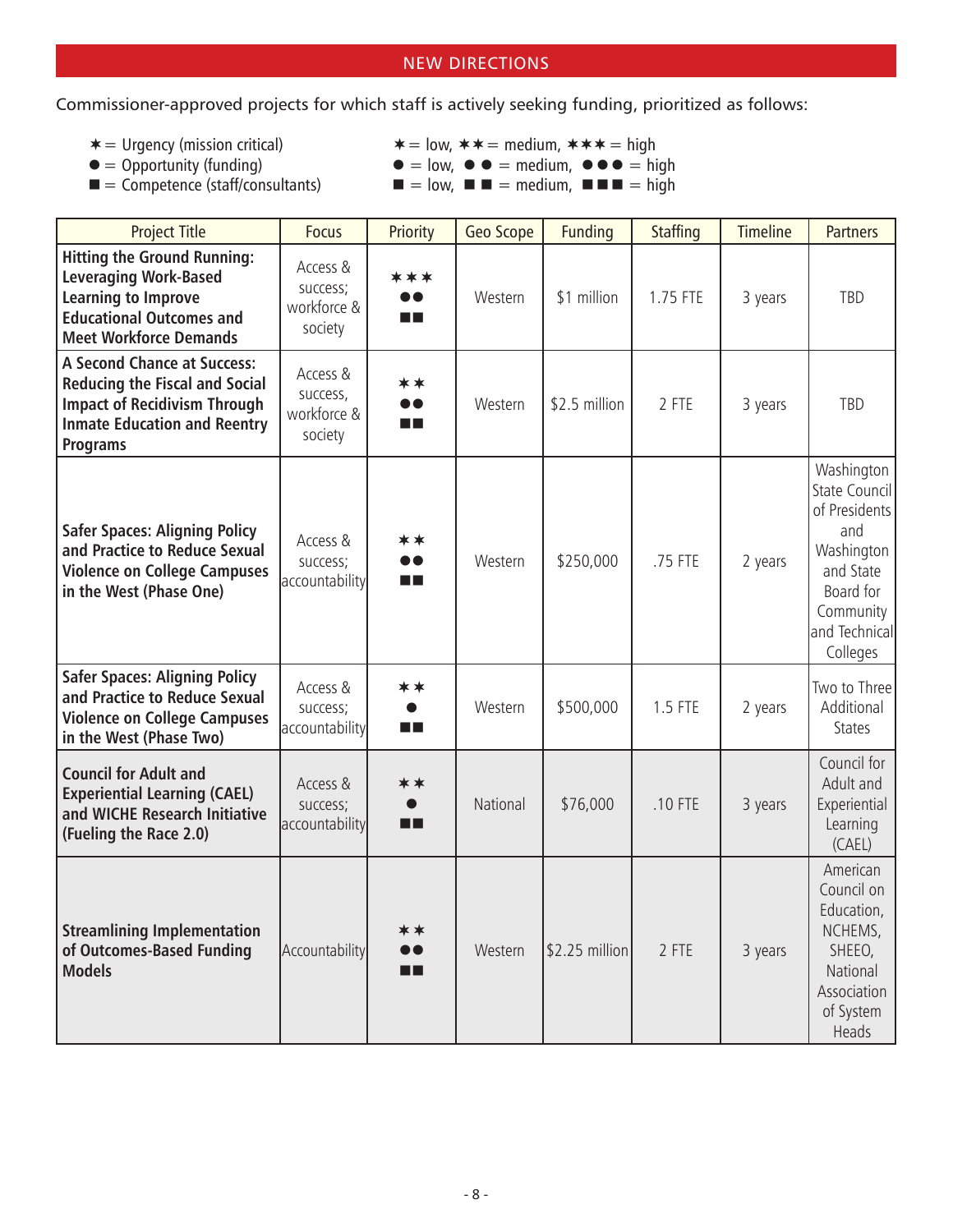## NEW DIRECTIONS

Commissioner-approved projects for which staff is actively seeking funding, prioritized as follows:

✶ = Urgency (mission critical) ✶ = low, ✶✶ = medium, ✶✶✶ = high
● = Opportunity (funding) ● = low, ● ● = medium, ●●● = high
■ = Competence (staff/consultants) ■ = low, ■ ■ = medium, ■■■ = high

| Project Title | Focus | Priority | Geo Scope | Funding | Staffing | Timeline | Partners |
|---|---|---|---|---|---|---|---|
| **Hitting the Ground Running: Leveraging Work-Based Learning to Improve Educational Outcomes and Meet Workforce Demands** | Access & success; workforce & society | ✶✶✶ ●● ■■ | Western | $1 million | 1.75 FTE | 3 years | TBD |
| **A Second Chance at Success: Reducing the Fiscal and Social Impact of Recidivism Through Inmate Education and Reentry Programs** | Access & success, workforce & society | ✶✶ ●● ■■ | Western | $2.5 million | 2 FTE | 3 years | TBD |
| **Safer Spaces: Aligning Policy and Practice to Reduce Sexual Violence on College Campuses in the West (Phase One)** | Access & success; accountability | ✶✶ ●● ■■ | Western | $250,000 | .75 FTE | 2 years | Washington State Council of Presidents and Washington and State Board for Community and Technical Colleges |
| **Safer Spaces: Aligning Policy and Practice to Reduce Sexual Violence on College Campuses in the West (Phase Two)** | Access & success; accountability | ✶✶ ● ■■ | Western | $500,000 | 1.5 FTE | 2 years | Two to Three Additional States |
| **Council for Adult and Experiential Learning (CAEL) and WICHE Research Initiative (Fueling the Race 2.0)** | Access & success; accountability | ✶✶ ● ■■ | National | $76,000 | .10 FTE | 3 years | Council for Adult and Experiential Learning (CAEL) |
| **Streamlining Implementation of Outcomes-Based Funding Models** | Accountability | ✶✶ ●● ■■ | Western | $2.25 million | 2 FTE | 3 years | American Council on Education, NCHEMS, SHEEO, National Association of System Heads |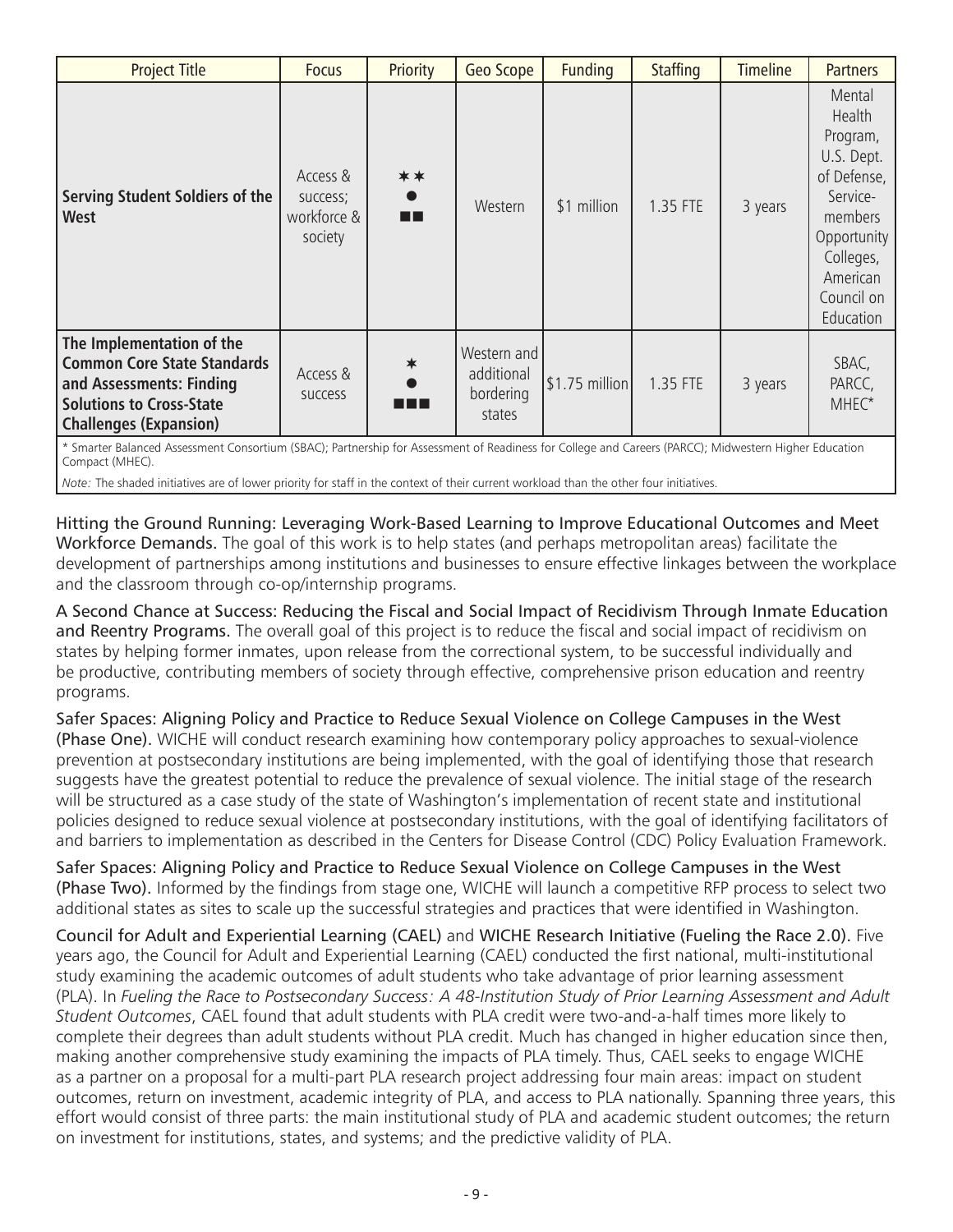| Project Title | Focus | Priority | Geo Scope | Funding | Staffing | Timeline | Partners |
|---|---|---|---|---|---|---|---|
| **Serving Student Soldiers of the West** | Access & success; workforce & society | ✶✶ ● ■■ | Western | $1 million | 1.35 FTE | 3 years | Mental Health Program, U.S. Dept. of Defense, Service-members Opportunity Colleges, American Council on Education |
| **The Implementation of the Common Core State Standards and Assessments: Finding Solutions to Cross-State Challenges (Expansion)** | Access & success | ✶ ● ■■■ | Western and additional bordering states | $1.75 million | 1.35 FTE | 3 years | SBAC, PARCC, MHEC* |

\* Smarter Balanced Assessment Consortium (SBAC); Partnership for Assessment of Readiness for College and Careers (PARCC); Midwestern Higher Education Compact (MHEC).

*Note:* The shaded initiatives are of lower priority for staff in the context of their current workload than the other four initiatives.

**Hitting the Ground Running: Leveraging Work-Based Learning to Improve Educational Outcomes and Meet Workforce Demands.** The goal of this work is to help states (and perhaps metropolitan areas) facilitate the development of partnerships among institutions and businesses to ensure effective linkages between the workplace and the classroom through co-op/internship programs.

**A Second Chance at Success: Reducing the Fiscal and Social Impact of Recidivism Through Inmate Education and Reentry Programs.** The overall goal of this project is to reduce the fiscal and social impact of recidivism on states by helping former inmates, upon release from the correctional system, to be successful individually and be productive, contributing members of society through effective, comprehensive prison education and reentry programs.

**Safer Spaces: Aligning Policy and Practice to Reduce Sexual Violence on College Campuses in the West (Phase One).** WICHE will conduct research examining how contemporary policy approaches to sexual-violence prevention at postsecondary institutions are being implemented, with the goal of identifying those that research suggests have the greatest potential to reduce the prevalence of sexual violence. The initial stage of the research will be structured as a case study of the state of Washington's implementation of recent state and institutional policies designed to reduce sexual violence at postsecondary institutions, with the goal of identifying facilitators of and barriers to implementation as described in the Centers for Disease Control (CDC) Policy Evaluation Framework.

**Safer Spaces: Aligning Policy and Practice to Reduce Sexual Violence on College Campuses in the West (Phase Two).** Informed by the findings from stage one, WICHE will launch a competitive RFP process to select two additional states as sites to scale up the successful strategies and practices that were identified in Washington.

**Council for Adult and Experiential Learning (CAEL)** and **WICHE Research Initiative (Fueling the Race 2.0).** Five years ago, the Council for Adult and Experiential Learning (CAEL) conducted the first national, multi-institutional study examining the academic outcomes of adult students who take advantage of prior learning assessment (PLA). In *Fueling the Race to Postsecondary Success: A 48-Institution Study of Prior Learning Assessment and Adult Student Outcomes*, CAEL found that adult students with PLA credit were two-and-a-half times more likely to complete their degrees than adult students without PLA credit. Much has changed in higher education since then, making another comprehensive study examining the impacts of PLA timely. Thus, CAEL seeks to engage WICHE as a partner on a proposal for a multi-part PLA research project addressing four main areas: impact on student outcomes, return on investment, academic integrity of PLA, and access to PLA nationally. Spanning three years, this effort would consist of three parts: the main institutional study of PLA and academic student outcomes; the return on investment for institutions, states, and systems; and the predictive validity of PLA.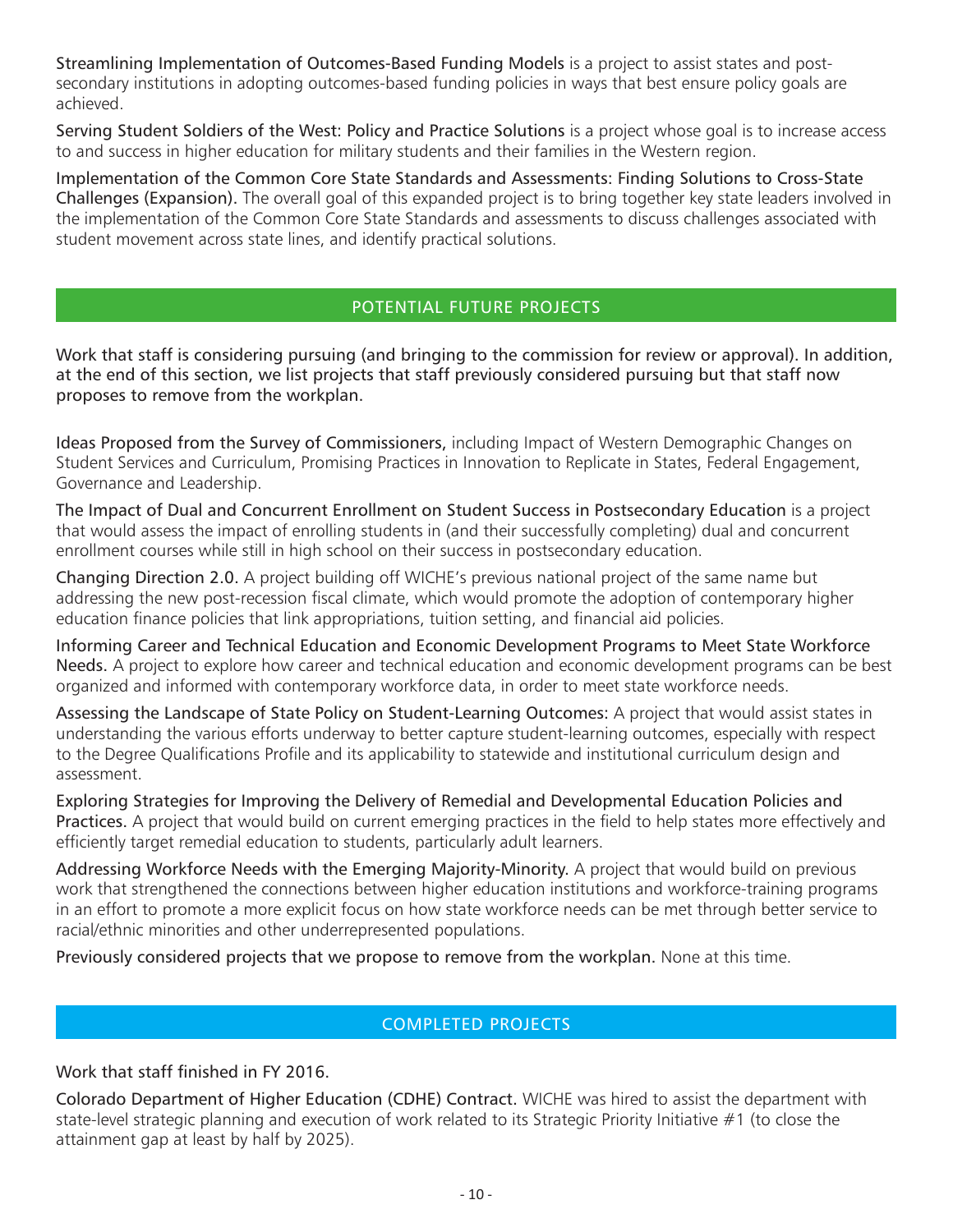Streamlining Implementation of Outcomes-Based Funding Models is a project to assist states and postsecondary institutions in adopting outcomes-based funding policies in ways that best ensure policy goals are achieved.

Serving Student Soldiers of the West: Policy and Practice Solutions is a project whose goal is to increase access to and success in higher education for military students and their families in the Western region.

Implementation of the Common Core State Standards and Assessments: Finding Solutions to Cross-State Challenges (Expansion). The overall goal of this expanded project is to bring together key state leaders involved in the implementation of the Common Core State Standards and assessments to discuss challenges associated with student movement across state lines, and identify practical solutions.

## POTENTIAL FUTURE PROJECTS

Work that staff is considering pursuing (and bringing to the commission for review or approval). In addition, at the end of this section, we list projects that staff previously considered pursuing but that staff now proposes to remove from the workplan.

Ideas Proposed from the Survey of Commissioners, including Impact of Western Demographic Changes on Student Services and Curriculum, Promising Practices in Innovation to Replicate in States, Federal Engagement, Governance and Leadership.

The Impact of Dual and Concurrent Enrollment on Student Success in Postsecondary Education is a project that would assess the impact of enrolling students in (and their successfully completing) dual and concurrent enrollment courses while still in high school on their success in postsecondary education.

Changing Direction 2.0. A project building off WICHE's previous national project of the same name but addressing the new post-recession fiscal climate, which would promote the adoption of contemporary higher education finance policies that link appropriations, tuition setting, and financial aid policies.

Informing Career and Technical Education and Economic Development Programs to Meet State Workforce Needs. A project to explore how career and technical education and economic development programs can be best organized and informed with contemporary workforce data, in order to meet state workforce needs.

Assessing the Landscape of State Policy on Student-Learning Outcomes: A project that would assist states in understanding the various efforts underway to better capture student-learning outcomes, especially with respect to the Degree Qualifications Profile and its applicability to statewide and institutional curriculum design and assessment.

Exploring Strategies for Improving the Delivery of Remedial and Developmental Education Policies and Practices. A project that would build on current emerging practices in the field to help states more effectively and efficiently target remedial education to students, particularly adult learners.

Addressing Workforce Needs with the Emerging Majority-Minority. A project that would build on previous work that strengthened the connections between higher education institutions and workforce-training programs in an effort to promote a more explicit focus on how state workforce needs can be met through better service to racial/ethnic minorities and other underrepresented populations.

Previously considered projects that we propose to remove from the workplan. None at this time.

## COMPLETED PROJECTS

Work that staff finished in FY 2016.

Colorado Department of Higher Education (CDHE) Contract. WICHE was hired to assist the department with state-level strategic planning and execution of work related to its Strategic Priority Initiative #1 (to close the attainment gap at least by half by 2025).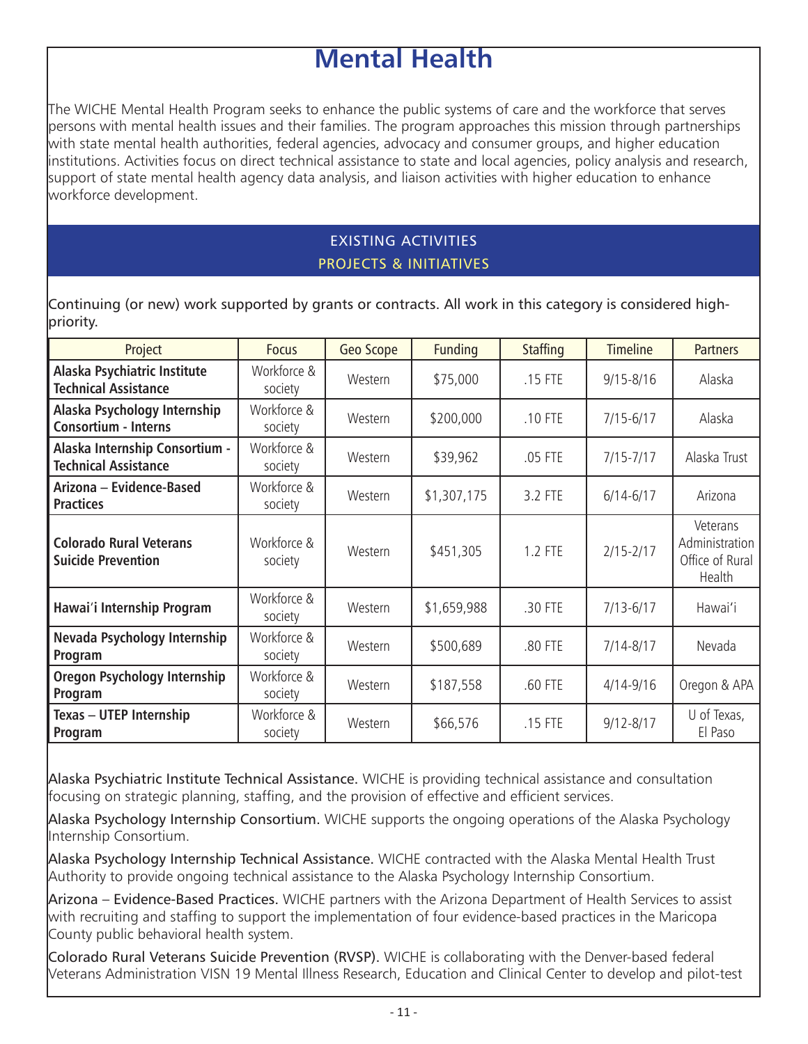# Mental Health

The WICHE Mental Health Program seeks to enhance the public systems of care and the workforce that serves persons with mental health issues and their families. The program approaches this mission through partnerships with state mental health authorities, federal agencies, advocacy and consumer groups, and higher education institutions. Activities focus on direct technical assistance to state and local agencies, policy analysis and research, support of state mental health agency data analysis, and liaison activities with higher education to enhance workforce development.

## EXISTING ACTIVITIES

### PROJECTS & INITIATIVES

Continuing (or new) work supported by grants or contracts. All work in this category is considered high-priority.

| Project | Focus | Geo Scope | Funding | Staffing | Timeline | Partners |
|---|---|---|---|---|---|---|
| **Alaska Psychiatric Institute Technical Assistance** | Workforce & society | Western | $75,000 | .15 FTE | 9/15-8/16 | Alaska |
| **Alaska Psychology Internship Consortium - Interns** | Workforce & society | Western | $200,000 | .10 FTE | 7/15-6/17 | Alaska |
| **Alaska Internship Consortium - Technical Assistance** | Workforce & society | Western | $39,962 | .05 FTE | 7/15-7/17 | Alaska Trust |
| **Arizona – Evidence-Based Practices** | Workforce & society | Western | $1,307,175 | 3.2 FTE | 6/14-6/17 | Arizona |
| **Colorado Rural Veterans Suicide Prevention** | Workforce & society | Western | $451,305 | 1.2 FTE | 2/15-2/17 | Veterans Administration Office of Rural Health |
| **Hawai'i Internship Program** | Workforce & society | Western | $1,659,988 | .30 FTE | 7/13-6/17 | Hawai'i |
| **Nevada Psychology Internship Program** | Workforce & society | Western | $500,689 | .80 FTE | 7/14-8/17 | Nevada |
| **Oregon Psychology Internship Program** | Workforce & society | Western | $187,558 | .60 FTE | 4/14-9/16 | Oregon & APA |
| **Texas – UTEP Internship Program** | Workforce & society | Western | $66,576 | .15 FTE | 9/12-8/17 | U of Texas, El Paso |

Alaska Psychiatric Institute Technical Assistance. WICHE is providing technical assistance and consultation focusing on strategic planning, staffing, and the provision of effective and efficient services.

Alaska Psychology Internship Consortium. WICHE supports the ongoing operations of the Alaska Psychology Internship Consortium.

Alaska Psychology Internship Technical Assistance. WICHE contracted with the Alaska Mental Health Trust Authority to provide ongoing technical assistance to the Alaska Psychology Internship Consortium.

Arizona – Evidence-Based Practices. WICHE partners with the Arizona Department of Health Services to assist with recruiting and staffing to support the implementation of four evidence-based practices in the Maricopa County public behavioral health system.

Colorado Rural Veterans Suicide Prevention (RVSP). WICHE is collaborating with the Denver-based federal Veterans Administration VISN 19 Mental Illness Research, Education and Clinical Center to develop and pilot-test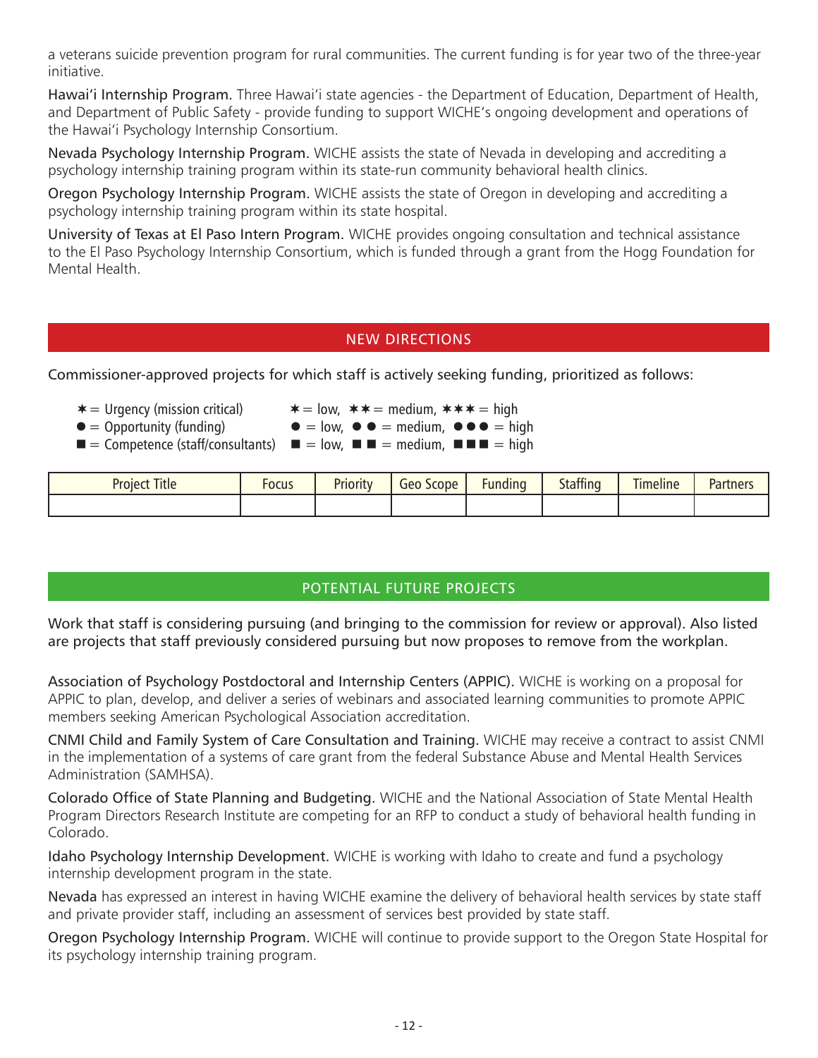a veterans suicide prevention program for rural communities. The current funding is for year two of the three-year initiative.

**Hawai'i Internship Program.** Three Hawai'i state agencies - the Department of Education, Department of Health, and Department of Public Safety - provide funding to support WICHE's ongoing development and operations of the Hawai'i Psychology Internship Consortium.

**Nevada Psychology Internship Program.** WICHE assists the state of Nevada in developing and accrediting a psychology internship training program within its state-run community behavioral health clinics.

**Oregon Psychology Internship Program.** WICHE assists the state of Oregon in developing and accrediting a psychology internship training program within its state hospital.

**University of Texas at El Paso Intern Program.** WICHE provides ongoing consultation and technical assistance to the El Paso Psychology Internship Consortium, which is funded through a grant from the Hogg Foundation for Mental Health.

## NEW DIRECTIONS

Commissioner-approved projects for which staff is actively seeking funding, prioritized as follows:

✶ = Urgency (mission critical) ✶ = low, ✶✶ = medium, ✶✶✶ = high
● = Opportunity (funding) ● = low, ● ● = medium, ●●● = high
■ = Competence (staff/consultants) ■ = low, ■ ■ = medium, ■■■ = high

| Project Title | Focus | Priority | Geo Scope | Funding | Staffing | Timeline | Partners |
|---|---|---|---|---|---|---|---|
| | | | | | | | |

## POTENTIAL FUTURE PROJECTS

Work that staff is considering pursuing (and bringing to the commission for review or approval). Also listed are projects that staff previously considered pursuing but now proposes to remove from the workplan.

**Association of Psychology Postdoctoral and Internship Centers (APPIC).** WICHE is working on a proposal for APPIC to plan, develop, and deliver a series of webinars and associated learning communities to promote APPIC members seeking American Psychological Association accreditation.

**CNMI Child and Family System of Care Consultation and Training.** WICHE may receive a contract to assist CNMI in the implementation of a systems of care grant from the federal Substance Abuse and Mental Health Services Administration (SAMHSA).

**Colorado Office of State Planning and Budgeting.** WICHE and the National Association of State Mental Health Program Directors Research Institute are competing for an RFP to conduct a study of behavioral health funding in Colorado.

**Idaho Psychology Internship Development.** WICHE is working with Idaho to create and fund a psychology internship development program in the state.

**Nevada** has expressed an interest in having WICHE examine the delivery of behavioral health services by state staff and private provider staff, including an assessment of services best provided by state staff.

**Oregon Psychology Internship Program.** WICHE will continue to provide support to the Oregon State Hospital for its psychology internship training program.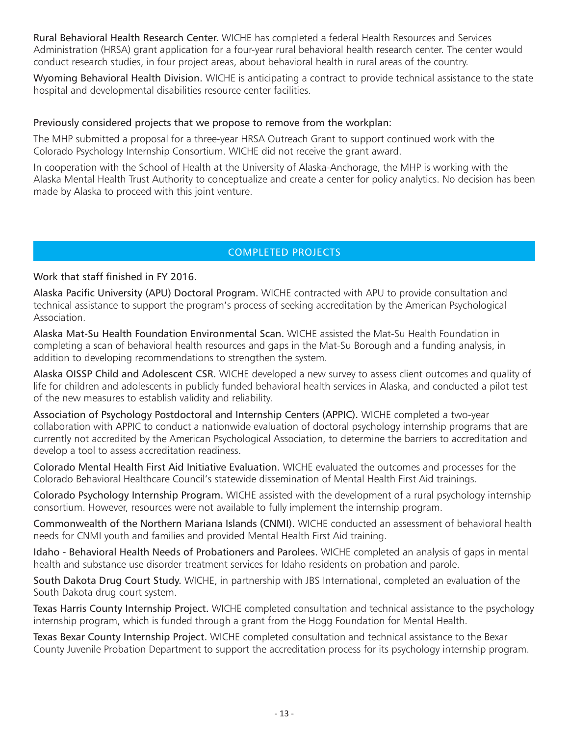**Rural Behavioral Health Research Center.** WICHE has completed a federal Health Resources and Services Administration (HRSA) grant application for a four-year rural behavioral health research center. The center would conduct research studies, in four project areas, about behavioral health in rural areas of the country.

**Wyoming Behavioral Health Division.** WICHE is anticipating a contract to provide technical assistance to the state hospital and developmental disabilities resource center facilities.

### Previously considered projects that we propose to remove from the workplan:

The MHP submitted a proposal for a three-year HRSA Outreach Grant to support continued work with the Colorado Psychology Internship Consortium. WICHE did not receive the grant award.

In cooperation with the School of Health at the University of Alaska-Anchorage, the MHP is working with the Alaska Mental Health Trust Authority to conceptualize and create a center for policy analytics. No decision has been made by Alaska to proceed with this joint venture.

## COMPLETED PROJECTS

### Work that staff finished in FY 2016.

**Alaska Pacific University (APU) Doctoral Program.** WICHE contracted with APU to provide consultation and technical assistance to support the program's process of seeking accreditation by the American Psychological Association.

**Alaska Mat-Su Health Foundation Environmental Scan.** WICHE assisted the Mat-Su Health Foundation in completing a scan of behavioral health resources and gaps in the Mat-Su Borough and a funding analysis, in addition to developing recommendations to strengthen the system.

**Alaska OISSP Child and Adolescent CSR.** WICHE developed a new survey to assess client outcomes and quality of life for children and adolescents in publicly funded behavioral health services in Alaska, and conducted a pilot test of the new measures to establish validity and reliability.

**Association of Psychology Postdoctoral and Internship Centers (APPIC).** WICHE completed a two-year collaboration with APPIC to conduct a nationwide evaluation of doctoral psychology internship programs that are currently not accredited by the American Psychological Association, to determine the barriers to accreditation and develop a tool to assess accreditation readiness.

**Colorado Mental Health First Aid Initiative Evaluation.** WICHE evaluated the outcomes and processes for the Colorado Behavioral Healthcare Council's statewide dissemination of Mental Health First Aid trainings.

**Colorado Psychology Internship Program.** WICHE assisted with the development of a rural psychology internship consortium. However, resources were not available to fully implement the internship program.

**Commonwealth of the Northern Mariana Islands (CNMI).** WICHE conducted an assessment of behavioral health needs for CNMI youth and families and provided Mental Health First Aid training.

**Idaho - Behavioral Health Needs of Probationers and Parolees.** WICHE completed an analysis of gaps in mental health and substance use disorder treatment services for Idaho residents on probation and parole.

**South Dakota Drug Court Study.** WICHE, in partnership with JBS International, completed an evaluation of the South Dakota drug court system.

**Texas Harris County Internship Project.** WICHE completed consultation and technical assistance to the psychology internship program, which is funded through a grant from the Hogg Foundation for Mental Health.

**Texas Bexar County Internship Project.** WICHE completed consultation and technical assistance to the Bexar County Juvenile Probation Department to support the accreditation process for its psychology internship program.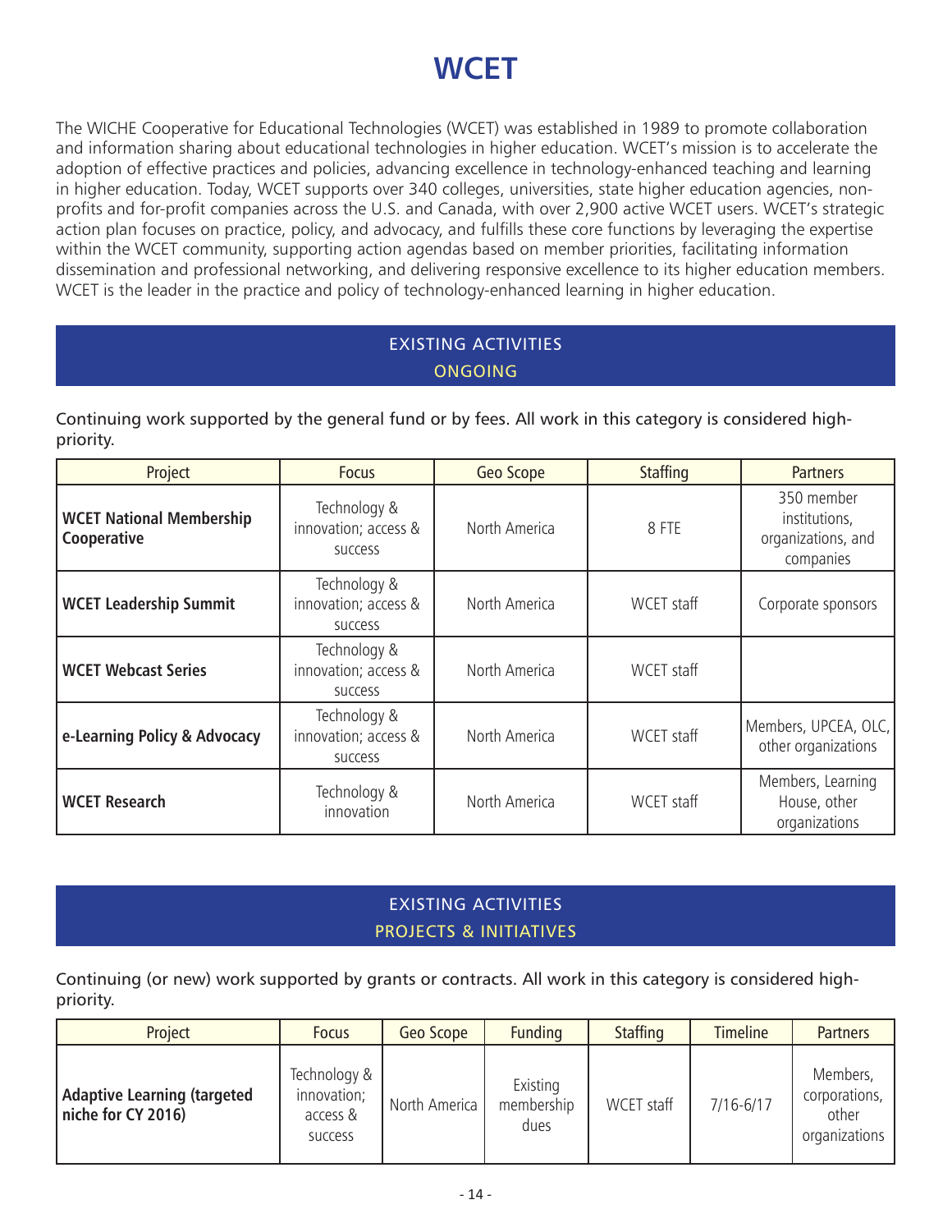# WCET

The WICHE Cooperative for Educational Technologies (WCET) was established in 1989 to promote collaboration and information sharing about educational technologies in higher education. WCET's mission is to accelerate the adoption of effective practices and policies, advancing excellence in technology-enhanced teaching and learning in higher education. Today, WCET supports over 340 colleges, universities, state higher education agencies, non-profits and for-profit companies across the U.S. and Canada, with over 2,900 active WCET users. WCET's strategic action plan focuses on practice, policy, and advocacy, and fulfills these core functions by leveraging the expertise within the WCET community, supporting action agendas based on member priorities, facilitating information dissemination and professional networking, and delivering responsive excellence to its higher education members. WCET is the leader in the practice and policy of technology-enhanced learning in higher education.

## EXISTING ACTIVITIES
### ONGOING

Continuing work supported by the general fund or by fees. All work in this category is considered high-priority.

| Project | Focus | Geo Scope | Staffing | Partners |
|---|---|---|---|---|
| **WCET National Membership Cooperative** | Technology & innovation; access & success | North America | 8 FTE | 350 member institutions, organizations, and companies |
| **WCET Leadership Summit** | Technology & innovation; access & success | North America | WCET staff | Corporate sponsors |
| **WCET Webcast Series** | Technology & innovation; access & success | North America | WCET staff | |
| **e-Learning Policy & Advocacy** | Technology & innovation; access & success | North America | WCET staff | Members, UPCEA, OLC, other organizations |
| **WCET Research** | Technology & innovation | North America | WCET staff | Members, Learning House, other organizations |

## EXISTING ACTIVITIES
### PROJECTS & INITIATIVES

Continuing (or new) work supported by grants or contracts. All work in this category is considered high-priority.

| Project | Focus | Geo Scope | Funding | Staffing | Timeline | Partners |
|---|---|---|---|---|---|---|
| **Adaptive Learning (targeted niche for CY 2016)** | Technology & innovation; access & success | North America | Existing membership dues | WCET staff | 7/16-6/17 | Members, corporations, other organizations |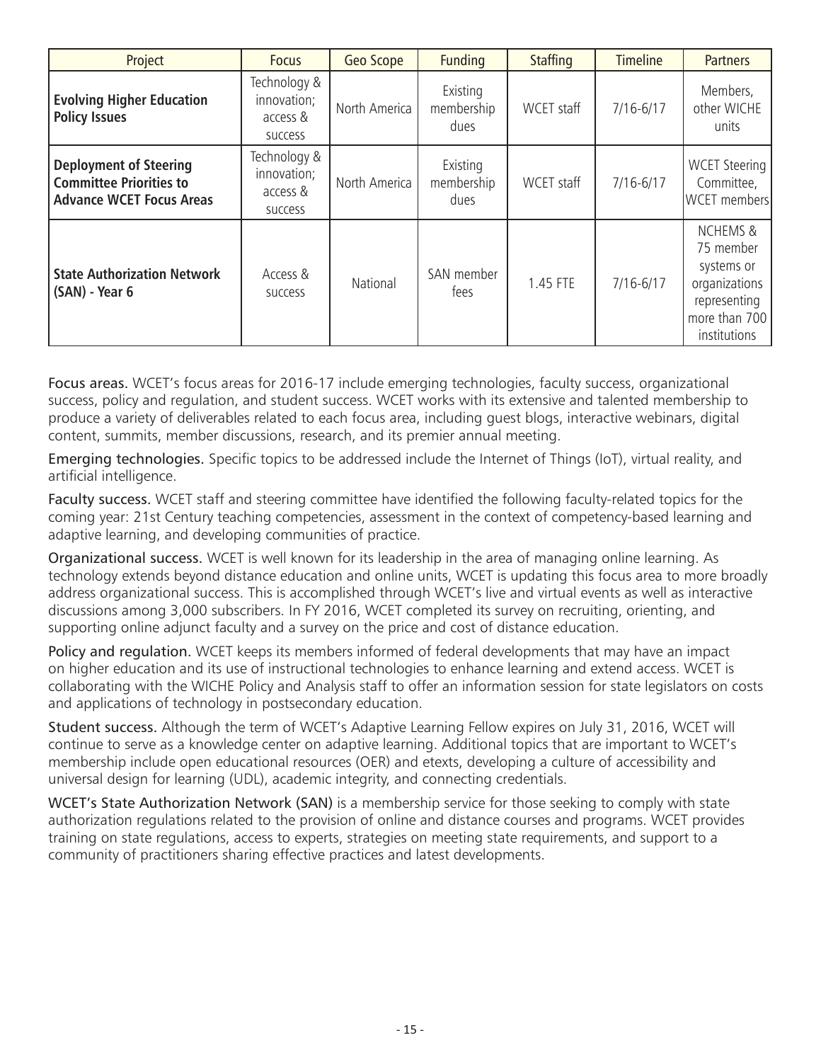| Project | Focus | Geo Scope | Funding | Staffing | Timeline | Partners |
|---|---|---|---|---|---|---|
| **Evolving Higher Education Policy Issues** | Technology & innovation; access & success | North America | Existing membership dues | WCET staff | 7/16-6/17 | Members, other WICHE units |
| **Deployment of Steering Committee Priorities to Advance WCET Focus Areas** | Technology & innovation; access & success | North America | Existing membership dues | WCET staff | 7/16-6/17 | WCET Steering Committee, WCET members |
| **State Authorization Network (SAN) - Year 6** | Access & success | National | SAN member fees | 1.45 FTE | 7/16-6/17 | NCHEMS & 75 member systems or organizations representing more than 700 institutions |

Focus areas. WCET's focus areas for 2016-17 include emerging technologies, faculty success, organizational success, policy and regulation, and student success. WCET works with its extensive and talented membership to produce a variety of deliverables related to each focus area, including guest blogs, interactive webinars, digital content, summits, member discussions, research, and its premier annual meeting.

Emerging technologies. Specific topics to be addressed include the Internet of Things (IoT), virtual reality, and artificial intelligence.

Faculty success. WCET staff and steering committee have identified the following faculty-related topics for the coming year: 21st Century teaching competencies, assessment in the context of competency-based learning and adaptive learning, and developing communities of practice.

Organizational success. WCET is well known for its leadership in the area of managing online learning. As technology extends beyond distance education and online units, WCET is updating this focus area to more broadly address organizational success. This is accomplished through WCET's live and virtual events as well as interactive discussions among 3,000 subscribers. In FY 2016, WCET completed its survey on recruiting, orienting, and supporting online adjunct faculty and a survey on the price and cost of distance education.

Policy and regulation. WCET keeps its members informed of federal developments that may have an impact on higher education and its use of instructional technologies to enhance learning and extend access. WCET is collaborating with the WICHE Policy and Analysis staff to offer an information session for state legislators on costs and applications of technology in postsecondary education.

Student success. Although the term of WCET's Adaptive Learning Fellow expires on July 31, 2016, WCET will continue to serve as a knowledge center on adaptive learning. Additional topics that are important to WCET's membership include open educational resources (OER) and etexts, developing a culture of accessibility and universal design for learning (UDL), academic integrity, and connecting credentials.

WCET's State Authorization Network (SAN) is a membership service for those seeking to comply with state authorization regulations related to the provision of online and distance courses and programs. WCET provides training on state regulations, access to experts, strategies on meeting state requirements, and support to a community of practitioners sharing effective practices and latest developments.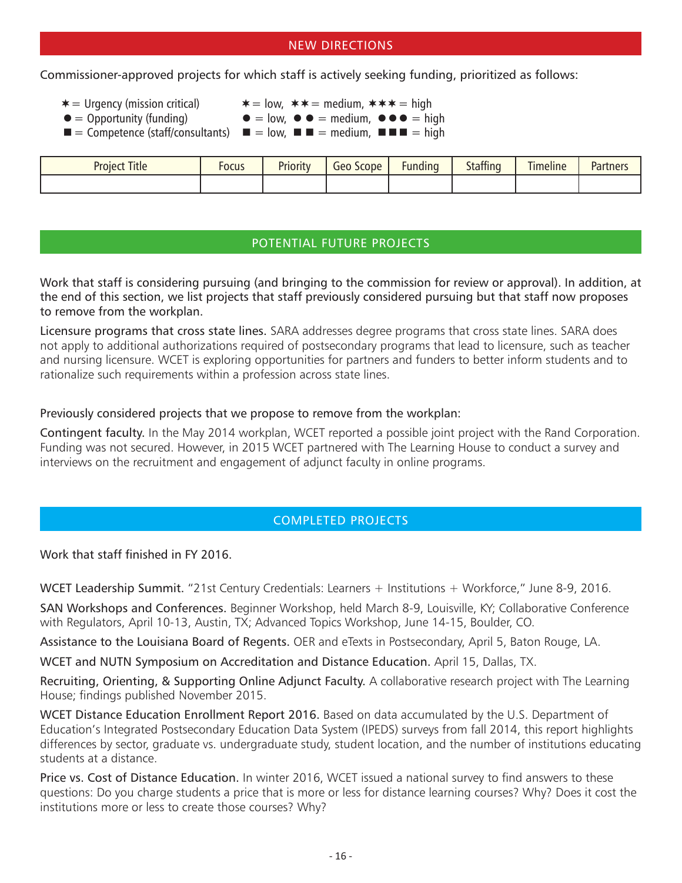## NEW DIRECTIONS

Commissioner-approved projects for which staff is actively seeking funding, prioritized as follows:

✶ = Urgency (mission critical) ✶ = low, ✶✶ = medium, ✶✶✶ = high
● = Opportunity (funding) ● = low, ● ● = medium, ●●● = high
■ = Competence (staff/consultants) ■ = low, ■ ■ = medium, ■■■ = high

| Project Title | Focus | Priority | Geo Scope | Funding | Staffing | Timeline | Partners |
|---|---|---|---|---|---|---|---|
| | | | | | | | |

## POTENTIAL FUTURE PROJECTS

Work that staff is considering pursuing (and bringing to the commission for review or approval). In addition, at the end of this section, we list projects that staff previously considered pursuing but that staff now proposes to remove from the workplan.

Licensure programs that cross state lines. SARA addresses degree programs that cross state lines. SARA does not apply to additional authorizations required of postsecondary programs that lead to licensure, such as teacher and nursing licensure. WCET is exploring opportunities for partners and funders to better inform students and to rationalize such requirements within a profession across state lines.

Previously considered projects that we propose to remove from the workplan:

Contingent faculty. In the May 2014 workplan, WCET reported a possible joint project with the Rand Corporation. Funding was not secured. However, in 2015 WCET partnered with The Learning House to conduct a survey and interviews on the recruitment and engagement of adjunct faculty in online programs.

## COMPLETED PROJECTS

Work that staff finished in FY 2016.

WCET Leadership Summit. "21st Century Credentials: Learners + Institutions + Workforce," June 8-9, 2016.

SAN Workshops and Conferences. Beginner Workshop, held March 8-9, Louisville, KY; Collaborative Conference with Regulators, April 10-13, Austin, TX; Advanced Topics Workshop, June 14-15, Boulder, CO.

Assistance to the Louisiana Board of Regents. OER and eTexts in Postsecondary, April 5, Baton Rouge, LA.

WCET and NUTN Symposium on Accreditation and Distance Education. April 15, Dallas, TX.

Recruiting, Orienting, & Supporting Online Adjunct Faculty. A collaborative research project with The Learning House; findings published November 2015.

WCET Distance Education Enrollment Report 2016. Based on data accumulated by the U.S. Department of Education's Integrated Postsecondary Education Data System (IPEDS) surveys from fall 2014, this report highlights differences by sector, graduate vs. undergraduate study, student location, and the number of institutions educating students at a distance.

Price vs. Cost of Distance Education. In winter 2016, WCET issued a national survey to find answers to these questions: Do you charge students a price that is more or less for distance learning courses? Why? Does it cost the institutions more or less to create those courses? Why?